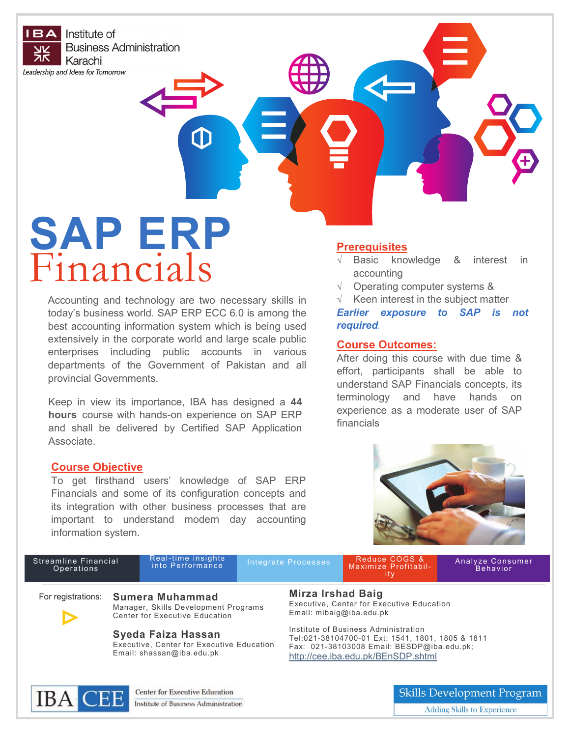IBA Institute of Business Administration Karachi

*Leadership and Ideas for Tomorrow*

# SAP ERP Financials

Accounting and technology are two necessary skills in today's business world. SAP ERP ECC 6.0 is among the best accounting information system which is being used extensively in the corporate world and large scale public enterprises including public accounts in various departments of the Government of Pakistan and all provincial Governments.

Keep in view its importance, IBA has designed a **44 hours** course with hands-on experience on SAP ERP and shall be delivered by Certified SAP Application Associate.

## Course Objective

To get firsthand users' knowledge of SAP ERP Financials and some of its configuration concepts and its integration with other business processes that are important to understand modern day accounting information system.

## Prerequisites

- √ Basic knowledge & interest in accounting
- √ Operating computer systems &
- √ Keen interest in the subject matter

***Earlier exposure to SAP is not required***.

## Course Outcomes:

After doing this course with due time & effort, participants shall be able to understand SAP Financials concepts, its terminology and have hands on experience as a moderate user of SAP financials

| Streamline Financial Operations | Real-time insights into Performance | Integrate Processes | Reduce COGS & Maximize Profitability | Analyze Consumer Behavior |
|---|---|---|---|---|

For registrations:

**Sumera Muhammad**
Manager, Skills Development Programs
Center for Executive Education

**Syeda Faiza Hassan**
Executive, Center for Executive Education
Email: shassan@iba.edu.pk

**Mirza Irshad Baig**
Executive, Center for Executive Education
Email: mibaig@iba.edu.pk

Institute of Business Administration
Tel:021-38104700-01 Ext: 1541, 1801, 1805 & 1811
Fax: 021-38103008 Email: BESDP@iba.edu.pk;
http://cee.iba.edu.pk/BEnSDP.shtml

IBA CEE Center for Executive Education, Institute of Business Administration

Skills Development Program — Adding Skills to Experience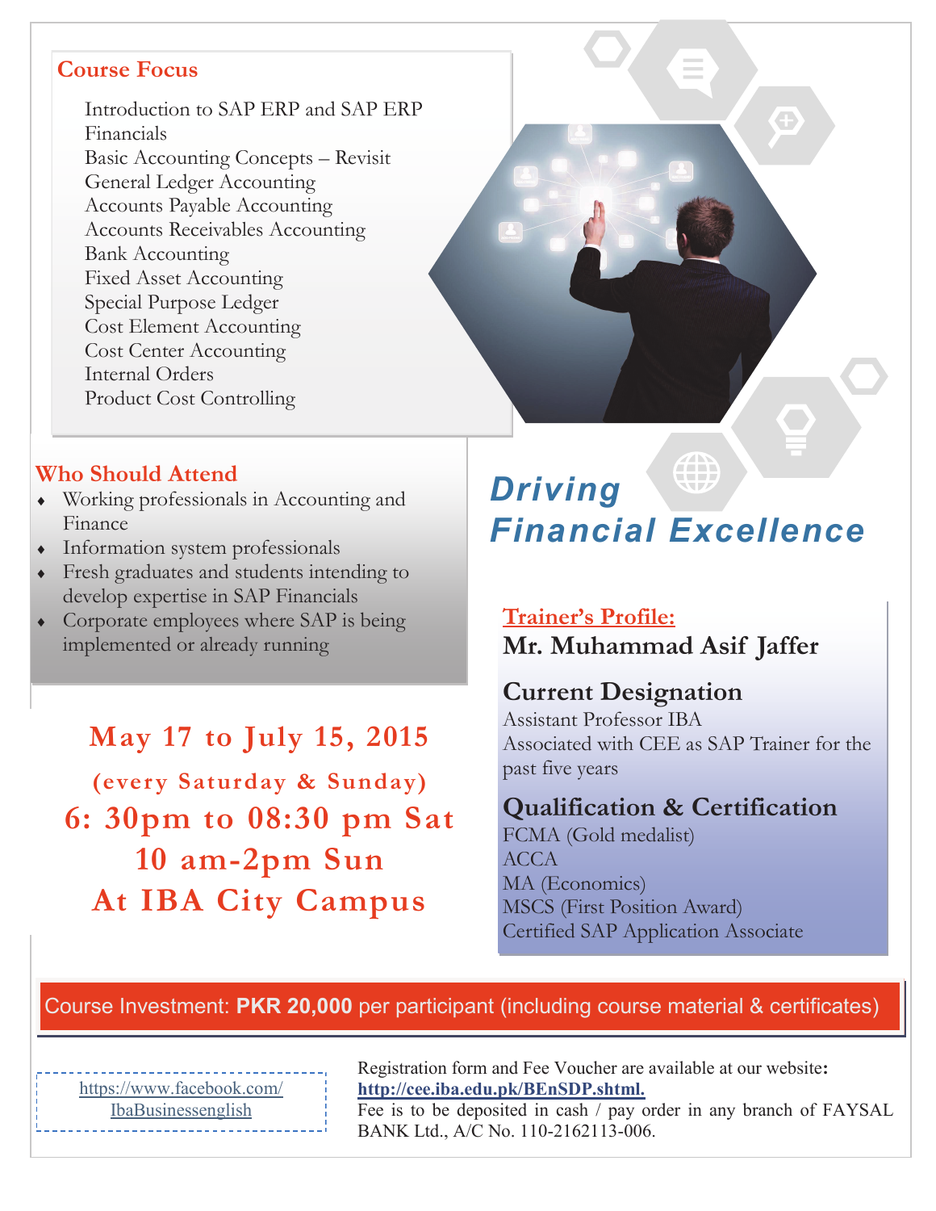## Course Focus

- Introduction to SAP ERP and SAP ERP Financials
- Basic Accounting Concepts – Revisit
- General Ledger Accounting
- Accounts Payable Accounting
- Accounts Receivables Accounting
- Bank Accounting
- Fixed Asset Accounting
- Special Purpose Ledger
- Cost Element Accounting
- Cost Center Accounting
- Internal Orders
- Product Cost Controlling

## Who Should Attend

- Working professionals in Accounting and Finance
- Information system professionals
- Fresh graduates and students intending to develop expertise in SAP Financials
- Corporate employees where SAP is being implemented or already running

# *Driving Financial Excellence*

**May 17 to July 15, 2015**

**(every Saturday & Sunday)**

**6: 30pm to 08:30 pm Sat**

**10 am-2pm Sun**

**At IBA City Campus**

## Trainer's Profile:

**Mr. Muhammad Asif Jaffer**

### Current Designation

Assistant Professor IBA
Associated with CEE as SAP Trainer for the past five years

### Qualification & Certification

FCMA (Gold medalist)
ACCA
MA (Economics)
MSCS (First Position Award)
Certified SAP Application Associate

Course Investment: **PKR 20,000** per participant (including course material & certificates)

https://www.facebook.com/IbaBusinessenglish

Registration form and Fee Voucher are available at our website**:** **http://cee.iba.edu.pk/BEnSDP.shtml.**
Fee is to be deposited in cash / pay order in any branch of FAYSAL BANK Ltd., A/C No. 110-2162113-006.